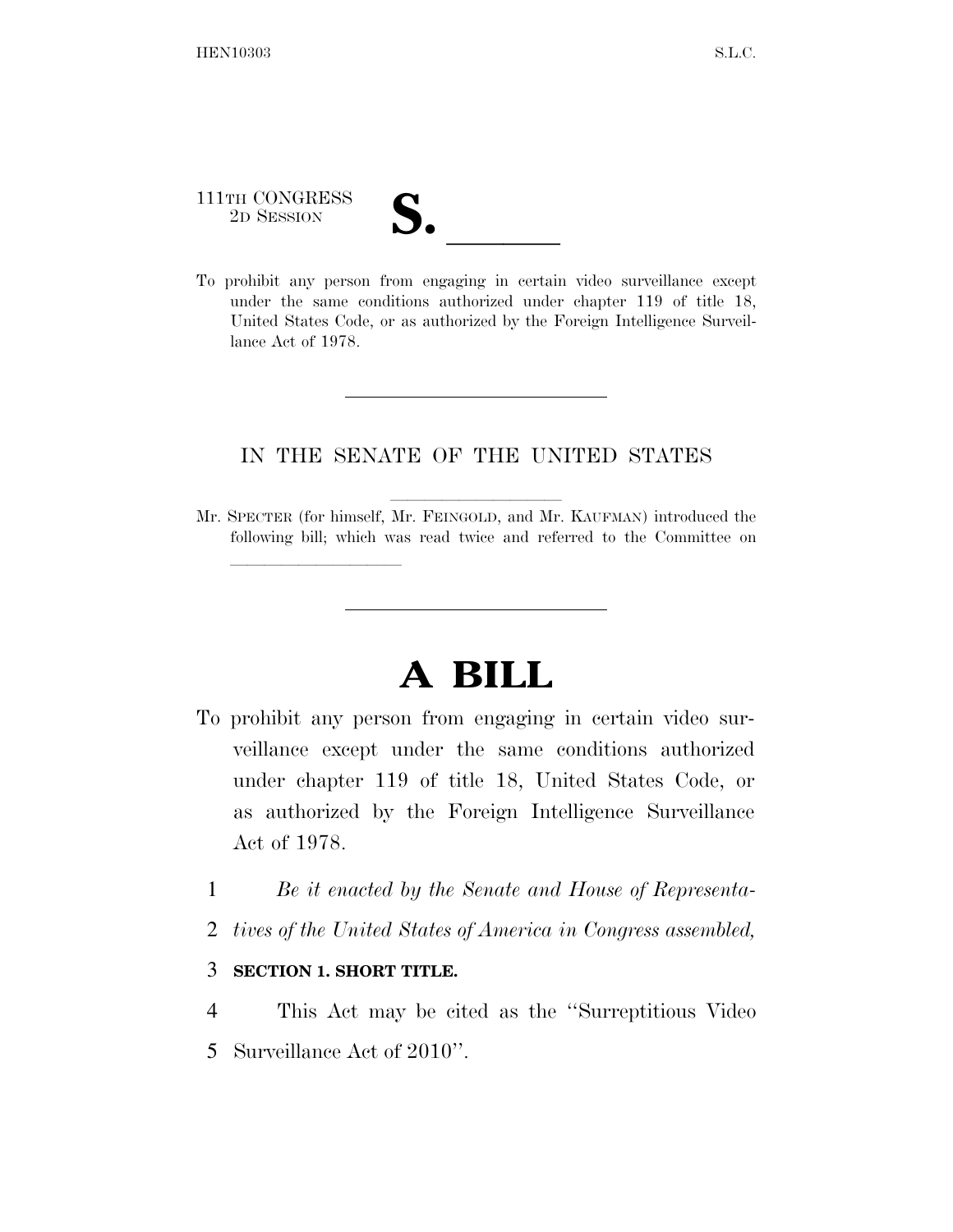111TH CONGRESS
2D SESSION

# S. \_\_\_\_\_\_

To prohibit any person from engaging in certain video surveillance except under the same conditions authorized under chapter 119 of title 18, United States Code, or as authorized by the Foreign Intelligence Surveillance Act of 1978.

---

IN THE SENATE OF THE UNITED STATES

Mr. SPECTER (for himself, Mr. FEINGOLD, and Mr. KAUFMAN) introduced the following bill; which was read twice and referred to the Committee on \_\_\_\_\_\_\_\_\_\_\_\_\_\_\_\_

---

# A BILL

To prohibit any person from engaging in certain video surveillance except under the same conditions authorized under chapter 119 of title 18, United States Code, or as authorized by the Foreign Intelligence Surveillance Act of 1978.

1 *Be it enacted by the Senate and House of Representa-*
2 *tives of the United States of America in Congress assembled,*

3 **SECTION 1. SHORT TITLE.**

4 This Act may be cited as the ''Surreptitious Video
5 Surveillance Act of 2010''.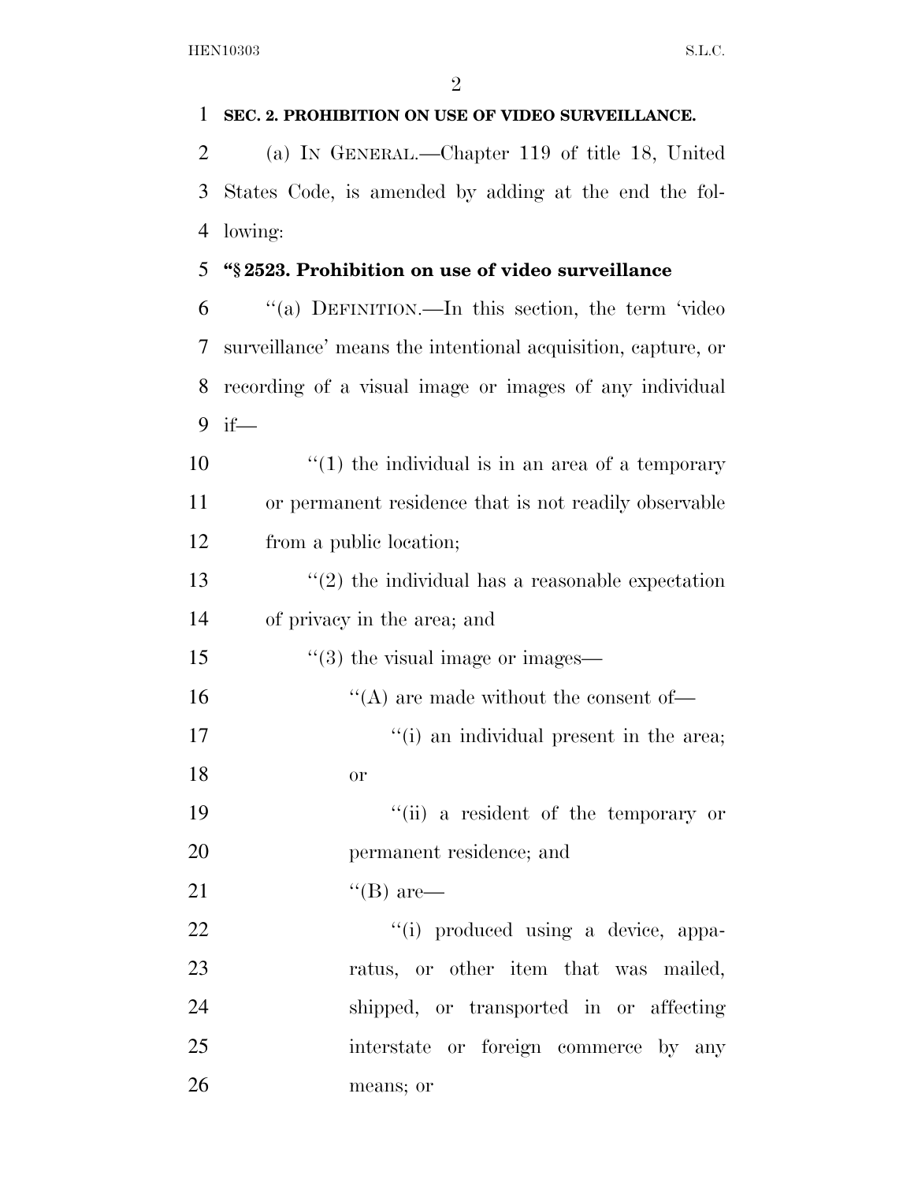**SEC. 2. PROHIBITION ON USE OF VIDEO SURVEILLANCE.**

(a) IN GENERAL.—Chapter 119 of title 18, United States Code, is amended by adding at the end the following:

**"§ 2523. Prohibition on use of video surveillance**

"(a) DEFINITION.—In this section, the term 'video surveillance' means the intentional acquisition, capture, or recording of a visual image or images of any individual if—

"(1) the individual is in an area of a temporary or permanent residence that is not readily observable from a public location;

"(2) the individual has a reasonable expectation of privacy in the area; and

"(3) the visual image or images—

"(A) are made without the consent of—

"(i) an individual present in the area; or

"(ii) a resident of the temporary or permanent residence; and

"(B) are—

"(i) produced using a device, apparatus, or other item that was mailed, shipped, or transported in or affecting interstate or foreign commerce by any means; or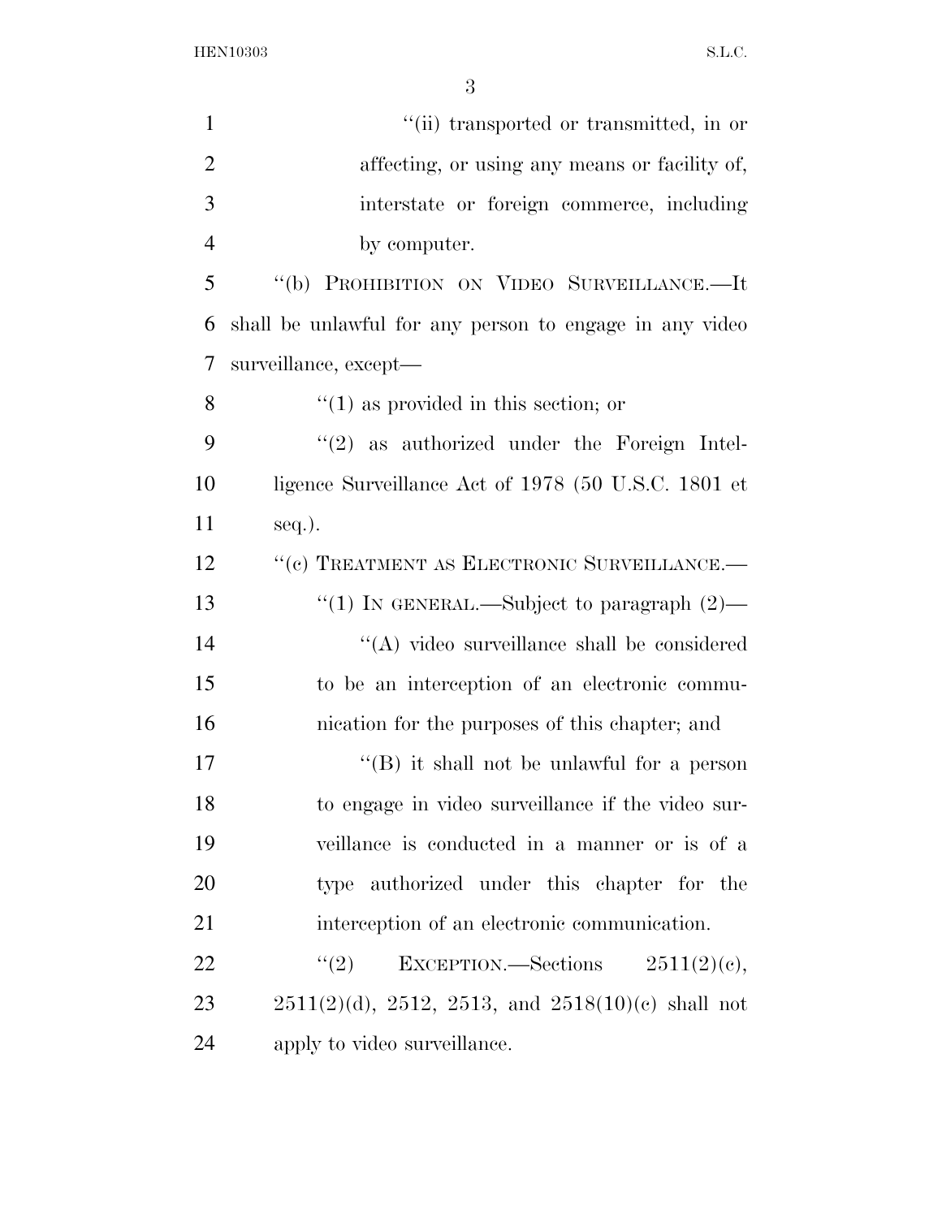"(ii) transported or transmitted, in or affecting, or using any means or facility of, interstate or foreign commerce, including by computer.

"(b) PROHIBITION ON VIDEO SURVEILLANCE.—It shall be unlawful for any person to engage in any video surveillance, except—

"(1) as provided in this section; or

"(2) as authorized under the Foreign Intelligence Surveillance Act of 1978 (50 U.S.C. 1801 et seq.).

"(c) TREATMENT AS ELECTRONIC SURVEILLANCE.—

"(1) IN GENERAL.—Subject to paragraph (2)—

"(A) video surveillance shall be considered to be an interception of an electronic communication for the purposes of this chapter; and

"(B) it shall not be unlawful for a person to engage in video surveillance if the video surveillance is conducted in a manner or is of a type authorized under this chapter for the interception of an electronic communication.

"(2) EXCEPTION.—Sections 2511(2)(c), 2511(2)(d), 2512, 2513, and 2518(10)(c) shall not apply to video surveillance.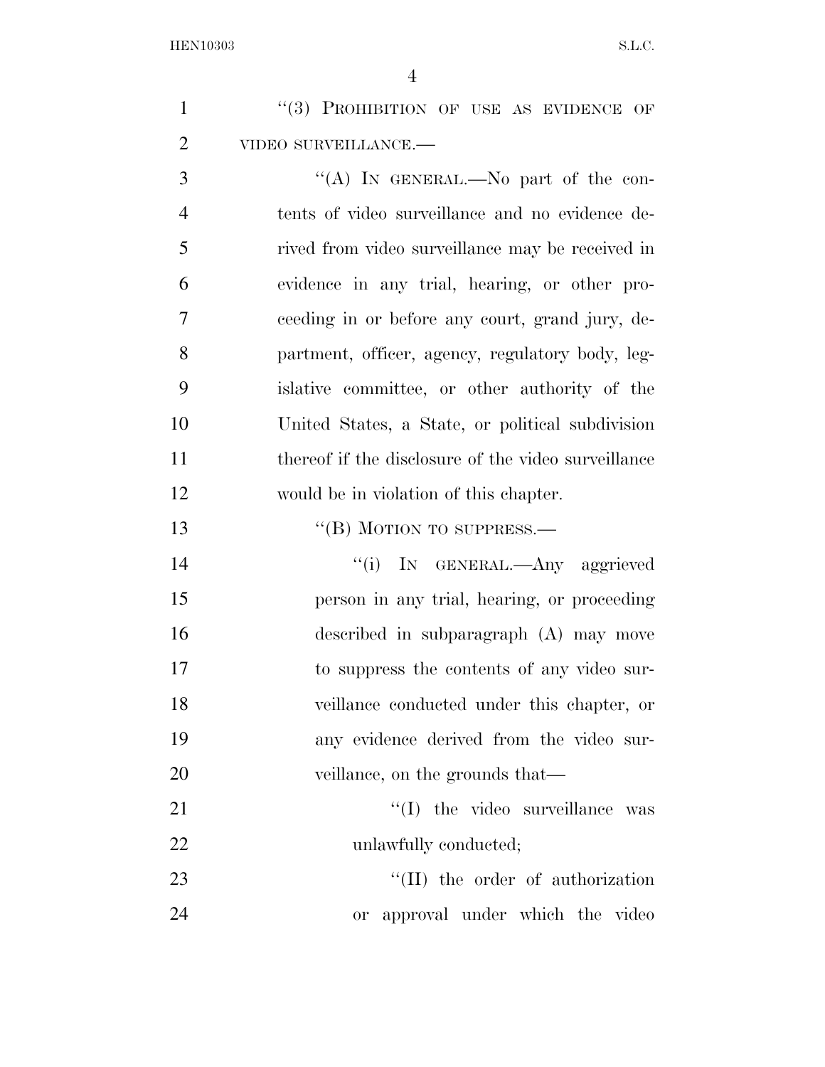"(3) PROHIBITION OF USE AS EVIDENCE OF VIDEO SURVEILLANCE.—

"(A) IN GENERAL.—No part of the contents of video surveillance and no evidence derived from video surveillance may be received in evidence in any trial, hearing, or other proceeding in or before any court, grand jury, department, officer, agency, regulatory body, legislative committee, or other authority of the United States, a State, or political subdivision thereof if the disclosure of the video surveillance would be in violation of this chapter.

"(B) MOTION TO SUPPRESS.—

"(i) IN GENERAL.—Any aggrieved person in any trial, hearing, or proceeding described in subparagraph (A) may move to suppress the contents of any video surveillance conducted under this chapter, or any evidence derived from the video surveillance, on the grounds that—

"(I) the video surveillance was unlawfully conducted;

"(II) the order of authorization or approval under which the video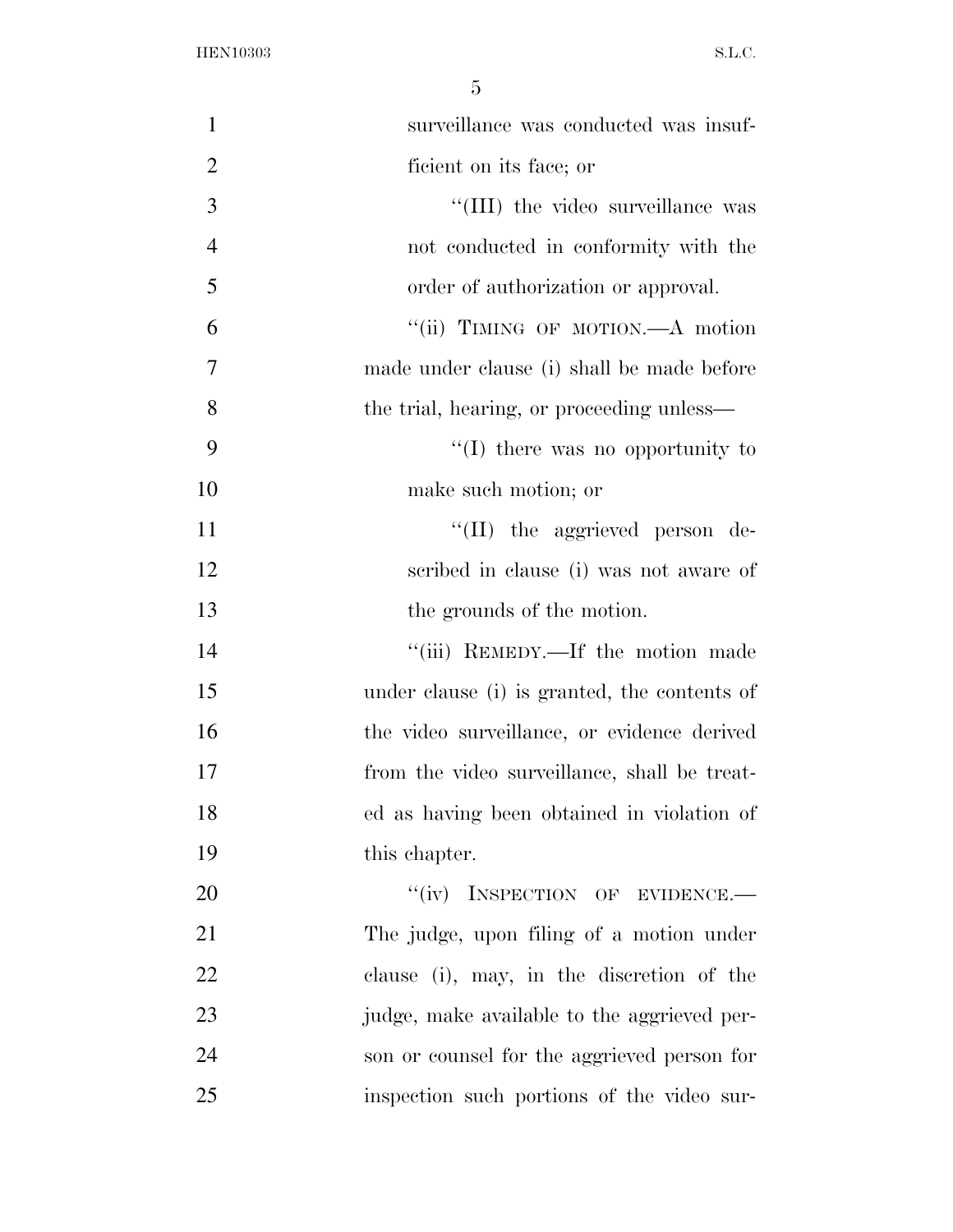surveillance was conducted was insufficient on its face; or

''(III) the video surveillance was not conducted in conformity with the order of authorization or approval.

''(ii) TIMING OF MOTION.—A motion made under clause (i) shall be made before the trial, hearing, or proceeding unless—

''(I) there was no opportunity to make such motion; or

''(II) the aggrieved person described in clause (i) was not aware of the grounds of the motion.

''(iii) REMEDY.—If the motion made under clause (i) is granted, the contents of the video surveillance, or evidence derived from the video surveillance, shall be treated as having been obtained in violation of this chapter.

''(iv) INSPECTION OF EVIDENCE.—The judge, upon filing of a motion under clause (i), may, in the discretion of the judge, make available to the aggrieved person or counsel for the aggrieved person for inspection such portions of the video sur-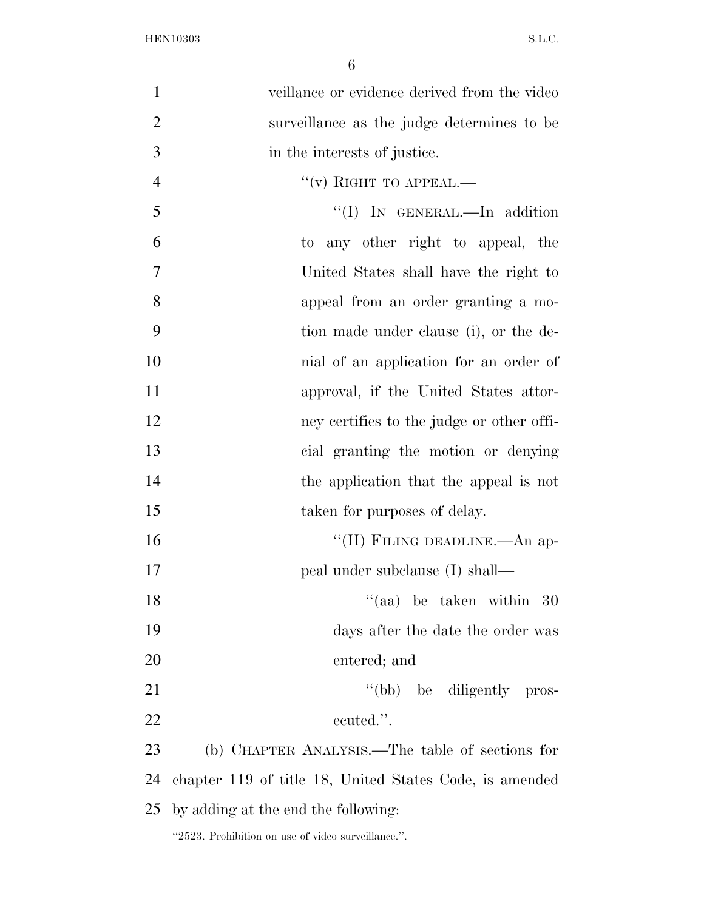veillance or evidence derived from the video surveillance as the judge determines to be in the interests of justice.

"(v) RIGHT TO APPEAL.—

"(I) IN GENERAL.—In addition to any other right to appeal, the United States shall have the right to appeal from an order granting a motion made under clause (i), or the denial of an application for an order of approval, if the United States attorney certifies to the judge or other official granting the motion or denying the application that the appeal is not taken for purposes of delay.

"(II) FILING DEADLINE.—An appeal under subclause (I) shall—

"(aa) be taken within 30 days after the date the order was entered; and

"(bb) be diligently prosecuted.".

(b) CHAPTER ANALYSIS.—The table of sections for chapter 119 of title 18, United States Code, is amended by adding at the end the following:

"2523. Prohibition on use of video surveillance.".